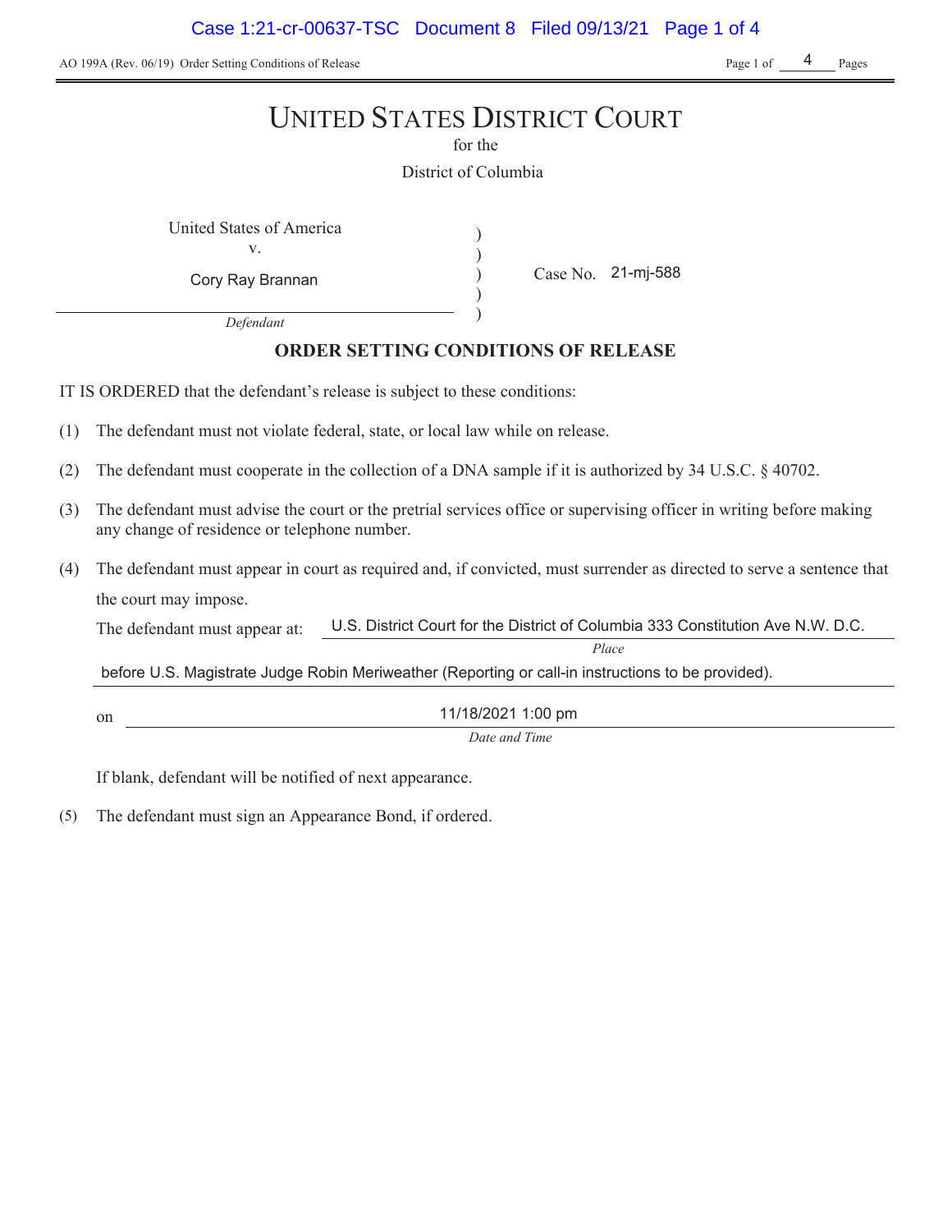# UNITED STATES DISTRICT COURT

for the

District of Columbia

United States of America
v.
Cory Ray Brannan
*Defendant*

Case No. 21-mj-588

## ORDER SETTING CONDITIONS OF RELEASE

IT IS ORDERED that the defendant's release is subject to these conditions:

(1) The defendant must not violate federal, state, or local law while on release.

(2) The defendant must cooperate in the collection of a DNA sample if it is authorized by 34 U.S.C. § 40702.

(3) The defendant must advise the court or the pretrial services office or supervising officer in writing before making any change of residence or telephone number.

(4) The defendant must appear in court as required and, if convicted, must surrender as directed to serve a sentence that the court may impose.

The defendant must appear at: U.S. District Court for the District of Columbia 333 Constitution Ave N.W. D.C. before U.S. Magistrate Judge Robin Meriweather (Reporting or call-in instructions to be provided).
*Place*

on 11/18/2021 1:00 pm
*Date and Time*

If blank, defendant will be notified of next appearance.

(5) The defendant must sign an Appearance Bond, if ordered.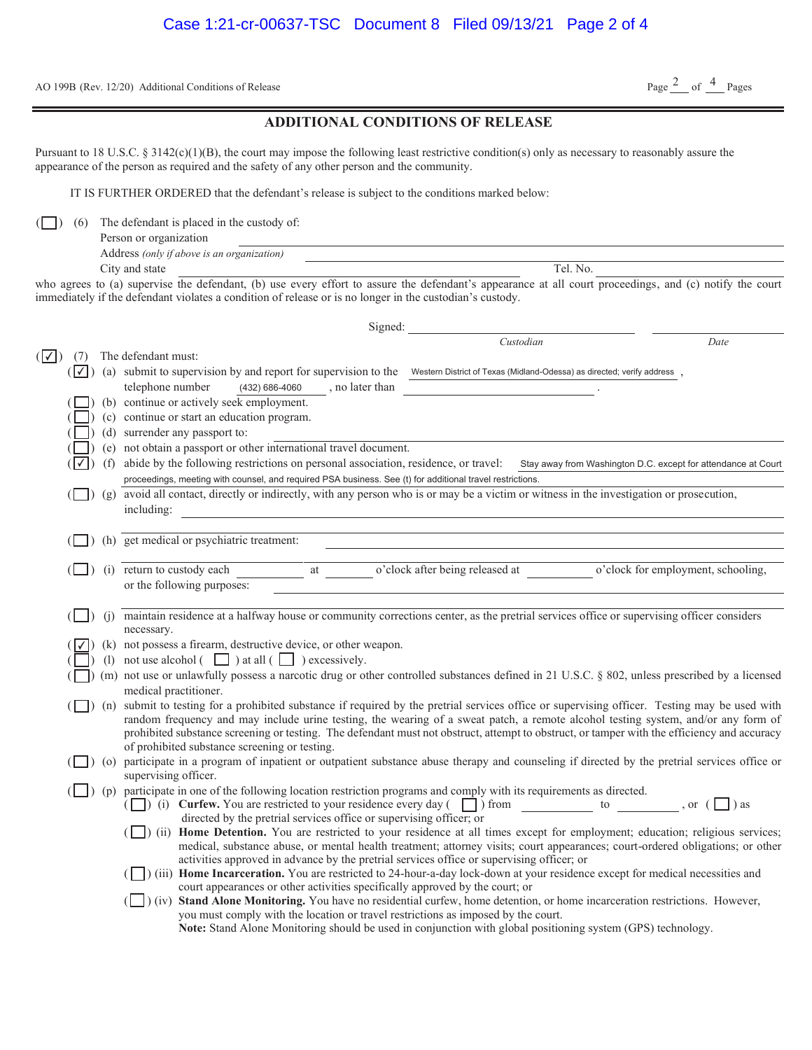AO 199B (Rev. 12/20) Additional Conditions of Release

## ADDITIONAL CONDITIONS OF RELEASE

Pursuant to 18 U.S.C. § 3142(c)(1)(B), the court may impose the following least restrictive condition(s) only as necessary to reasonably assure the appearance of the person as required and the safety of any other person and the community.

IT IS FURTHER ORDERED that the defendant's release is subject to the conditions marked below:

( ☐ ) (6) The defendant is placed in the custody of:

Person or organization ____________________

Address *(only if above is an organization)* ____________________

City and state ____________________ Tel. No. ____________________

who agrees to (a) supervise the defendant, (b) use every effort to assure the defendant's appearance at all court proceedings, and (c) notify the court immediately if the defendant violates a condition of release or is no longer in the custodian's custody.

Signed: ____________________ ____________________

*Custodian* *Date*

( ☑ ) (7) The defendant must:

- ( ☑ ) (a) submit to supervision by and report for supervision to the Western District of Texas (Midland-Odessa) as directed; verify address , telephone number (432) 686-4060 , no later than ____________________ .
- ( ☐ ) (b) continue or actively seek employment.
- ( ☐ ) (c) continue or start an education program.
- ( ☐ ) (d) surrender any passport to: ____________________
- ( ☐ ) (e) not obtain a passport or other international travel document.
- ( ☑ ) (f) abide by the following restrictions on personal association, residence, or travel: Stay away from Washington D.C. except for attendance at Court proceedings, meeting with counsel, and required PSA business. See (t) for additional travel restrictions.
- ( ☐ ) (g) avoid all contact, directly or indirectly, with any person who is or may be a victim or witness in the investigation or prosecution, including: ____________________
- ( ☐ ) (h) get medical or psychiatric treatment: ____________________
- ( ☐ ) (i) return to custody each ________ at ________ o'clock after being released at ________ o'clock for employment, schooling, or the following purposes: ____________________
- ( ☐ ) (j) maintain residence at a halfway house or community corrections center, as the pretrial services office or supervising officer considers necessary.
- ( ☑ ) (k) not possess a firearm, destructive device, or other weapon.
- ( ☐ ) (l) not use alcohol ( ☐ ) at all ( ☐ ) excessively.
- ( ☐ ) (m) not use or unlawfully possess a narcotic drug or other controlled substances defined in 21 U.S.C. § 802, unless prescribed by a licensed medical practitioner.
- ( ☐ ) (n) submit to testing for a prohibited substance if required by the pretrial services office or supervising officer. Testing may be used with random frequency and may include urine testing, the wearing of a sweat patch, a remote alcohol testing system, and/or any form of prohibited substance screening or testing. The defendant must not obstruct, attempt to obstruct, or tamper with the efficiency and accuracy of prohibited substance screening or testing.
- ( ☐ ) (o) participate in a program of inpatient or outpatient substance abuse therapy and counseling if directed by the pretrial services office or supervising officer.
- ( ☐ ) (p) participate in one of the following location restriction programs and comply with its requirements as directed.
  - ( ☐ ) (i) **Curfew.** You are restricted to your residence every day ( ☐ ) from ________ to ________ , or ( ☐ ) as directed by the pretrial services office or supervising officer; or
  - ( ☐ ) (ii) **Home Detention.** You are restricted to your residence at all times except for employment; education; religious services; medical, substance abuse, or mental health treatment; attorney visits; court appearances; court-ordered obligations; or other activities approved in advance by the pretrial services office or supervising officer; or
  - ( ☐ ) (iii) **Home Incarceration.** You are restricted to 24-hour-a-day lock-down at your residence except for medical necessities and court appearances or other activities specifically approved by the court; or
  - ( ☐ ) (iv) **Stand Alone Monitoring.** You have no residential curfew, home detention, or home incarceration restrictions. However, you must comply with the location or travel restrictions as imposed by the court. **Note:** Stand Alone Monitoring should be used in conjunction with global positioning system (GPS) technology.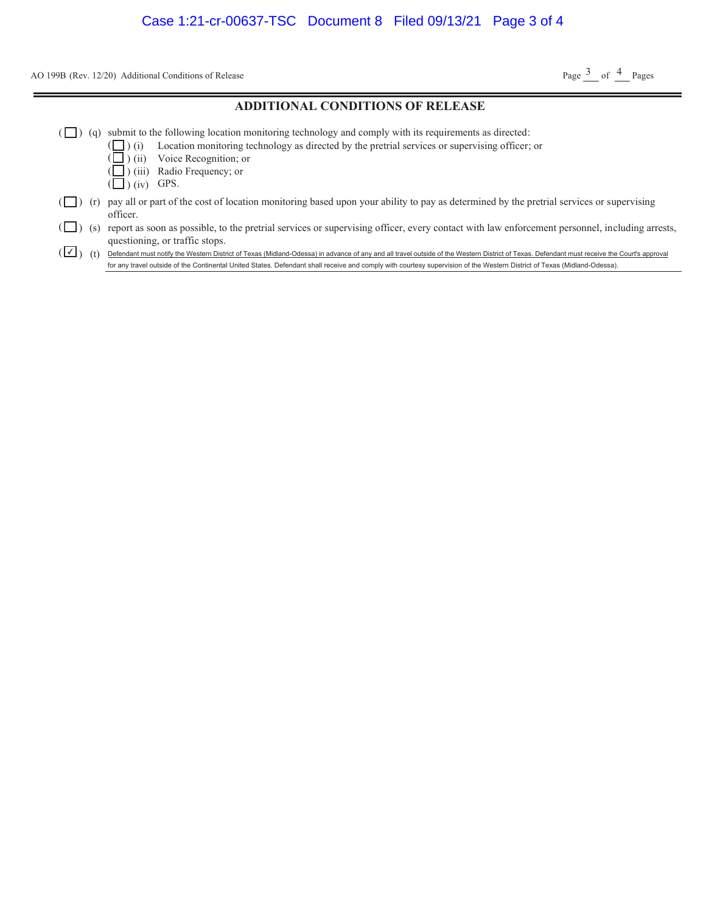## ADDITIONAL CONDITIONS OF RELEASE

( ☐ ) (q) submit to the following location monitoring technology and comply with its requirements as directed:

- ( ☐ ) (i) Location monitoring technology as directed by the pretrial services or supervising officer; or
- ( ☐ ) (ii) Voice Recognition; or
- ( ☐ ) (iii) Radio Frequency; or
- ( ☐ ) (iv) GPS.

( ☐ ) (r) pay all or part of the cost of location monitoring based upon your ability to pay as determined by the pretrial services or supervising officer.

( ☐ ) (s) report as soon as possible, to the pretrial services or supervising officer, every contact with law enforcement personnel, including arrests, questioning, or traffic stops.

( ☑ ) (t) Defendant must notify the Western District of Texas (Midland-Odessa) in advance of any and all travel outside of the Western District of Texas. Defendant must receive the Court's approval for any travel outside of the Continental United States. Defendant shall receive and comply with courtesy supervision of the Western District of Texas (Midland-Odessa).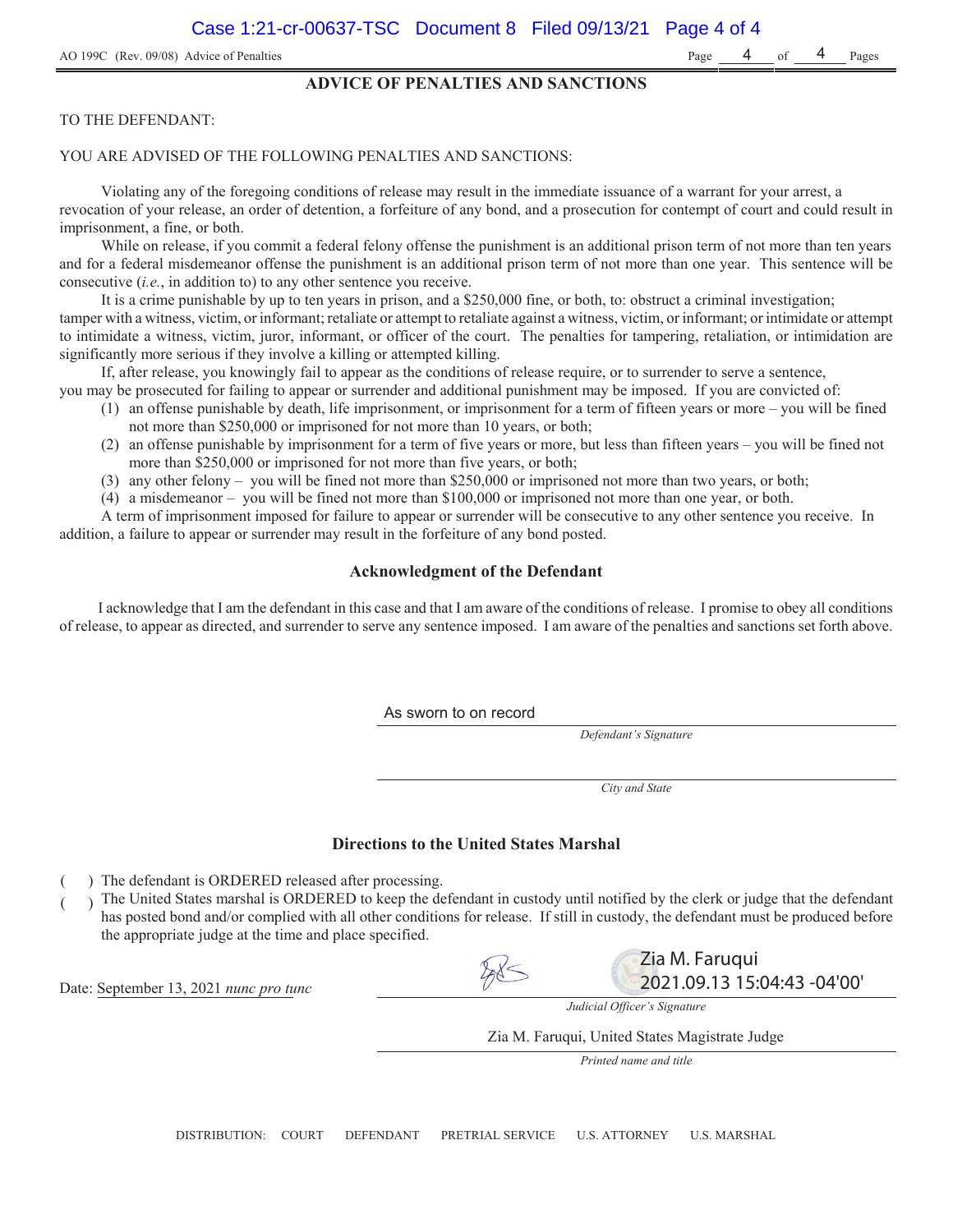AO 199C (Rev. 09/08) Advice of Penalties

## ADVICE OF PENALTIES AND SANCTIONS

TO THE DEFENDANT:

YOU ARE ADVISED OF THE FOLLOWING PENALTIES AND SANCTIONS:

Violating any of the foregoing conditions of release may result in the immediate issuance of a warrant for your arrest, a revocation of your release, an order of detention, a forfeiture of any bond, and a prosecution for contempt of court and could result in imprisonment, a fine, or both.

While on release, if you commit a federal felony offense the punishment is an additional prison term of not more than ten years and for a federal misdemeanor offense the punishment is an additional prison term of not more than one year. This sentence will be consecutive (*i.e.*, in addition to) to any other sentence you receive.

It is a crime punishable by up to ten years in prison, and a $250,000 fine, or both, to: obstruct a criminal investigation; tamper with a witness, victim, or informant; retaliate or attempt to retaliate against a witness, victim, or informant; or intimidate or attempt to intimidate a witness, victim, juror, informant, or officer of the court. The penalties for tampering, retaliation, or intimidation are significantly more serious if they involve a killing or attempted killing.

If, after release, you knowingly fail to appear as the conditions of release require, or to surrender to serve a sentence, you may be prosecuted for failing to appear or surrender and additional punishment may be imposed. If you are convicted of:

(1) an offense punishable by death, life imprisonment, or imprisonment for a term of fifteen years or more – you will be fined not more than $250,000 or imprisoned for not more than 10 years, or both;
(2) an offense punishable by imprisonment for a term of five years or more, but less than fifteen years – you will be fined not more than $250,000 or imprisoned for not more than five years, or both;
(3) any other felony – you will be fined not more than $250,000 or imprisoned not more than two years, or both;
(4) a misdemeanor – you will be fined not more than $100,000 or imprisoned not more than one year, or both.

A term of imprisonment imposed for failure to appear or surrender will be consecutive to any other sentence you receive. In addition, a failure to appear or surrender may result in the forfeiture of any bond posted.

### Acknowledgment of the Defendant

I acknowledge that I am the defendant in this case and that I am aware of the conditions of release. I promise to obey all conditions of release, to appear as directed, and surrender to serve any sentence imposed. I am aware of the penalties and sanctions set forth above.

As sworn to on record
*Defendant's Signature*

*City and State*

### Directions to the United States Marshal

( ) The defendant is ORDERED released after processing.
( ) The United States marshal is ORDERED to keep the defendant in custody until notified by the clerk or judge that the defendant has posted bond and/or complied with all other conditions for release. If still in custody, the defendant must be produced before the appropriate judge at the time and place specified.

Date: September 13, 2021 *nunc pro tunc*

Zia M. Faruqui
2021.09.13 15:04:43 -04'00'
*Judicial Officer's Signature*

Zia M. Faruqui, United States Magistrate Judge
*Printed name and title*

DISTRIBUTION: COURT DEFENDANT PRETRIAL SERVICE U.S. ATTORNEY U.S. MARSHAL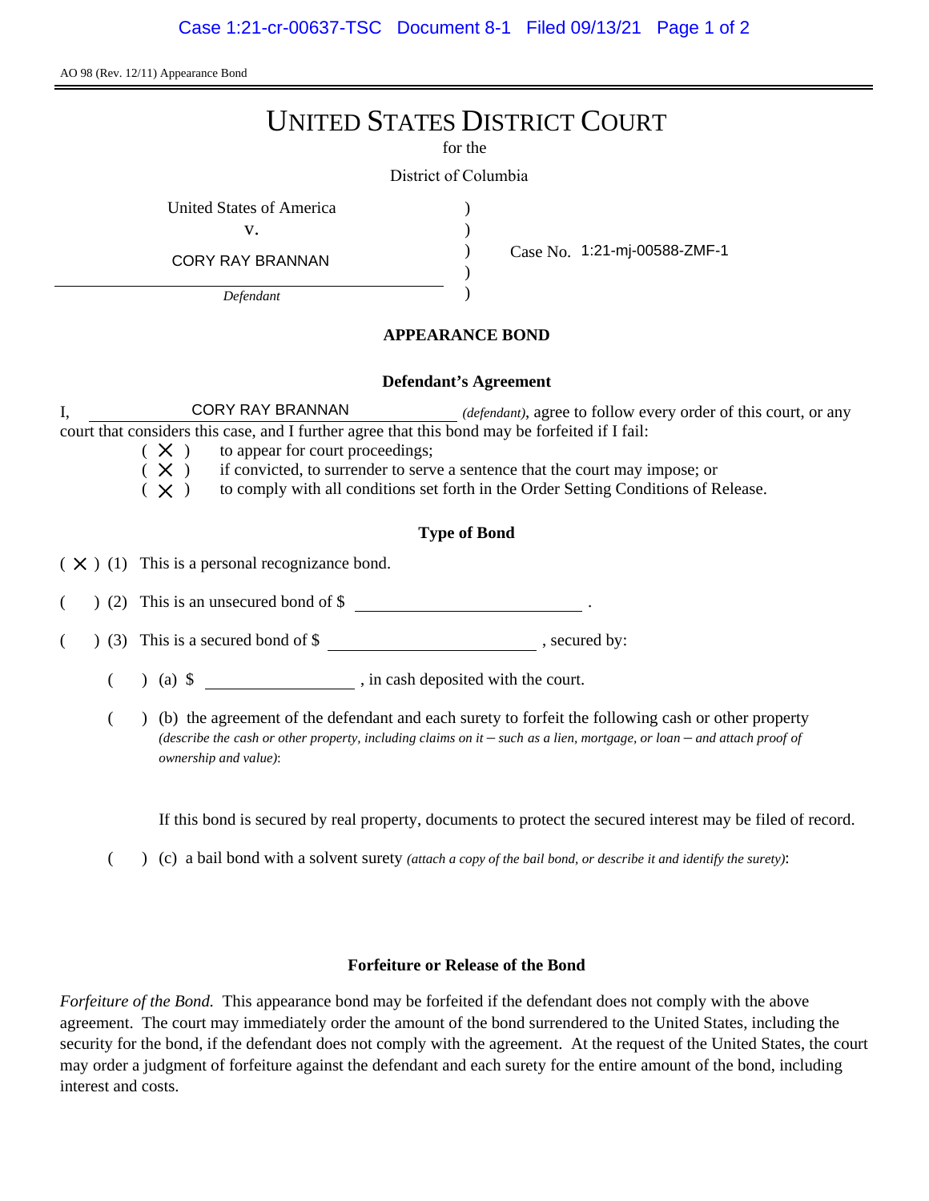AO 98 (Rev. 12/11) Appearance Bond

# UNITED STATES DISTRICT COURT

for the

District of Columbia

United States of America
v.
CORY RAY BRANNAN
*Defendant*

Case No. 1:21-mj-00588-ZMF-1

## APPEARANCE BOND

### Defendant's Agreement

I, CORY RAY BRANNAN *(defendant)*, agree to follow every order of this court, or any court that considers this case, and I further agree that this bond may be forfeited if I fail:

( X ) to appear for court proceedings;
( X ) if convicted, to surrender to serve a sentence that the court may impose; or
( X ) to comply with all conditions set forth in the Order Setting Conditions of Release.

### Type of Bond

( X ) (1) This is a personal recognizance bond.

(   ) (2) This is an unsecured bond of $ ____________ .

(   ) (3) This is a secured bond of $ ____________ , secured by:

(   ) (a) $ ____________ , in cash deposited with the court.

(   ) (b) the agreement of the defendant and each surety to forfeit the following cash or other property *(describe the cash or other property, including claims on it – such as a lien, mortgage, or loan – and attach proof of ownership and value)*:

If this bond is secured by real property, documents to protect the secured interest may be filed of record.

(   ) (c) a bail bond with a solvent surety *(attach a copy of the bail bond, or describe it and identify the surety)*:

### Forfeiture or Release of the Bond

*Forfeiture of the Bond.* This appearance bond may be forfeited if the defendant does not comply with the above agreement. The court may immediately order the amount of the bond surrendered to the United States, including the security for the bond, if the defendant does not comply with the agreement. At the request of the United States, the court may order a judgment of forfeiture against the defendant and each surety for the entire amount of the bond, including interest and costs.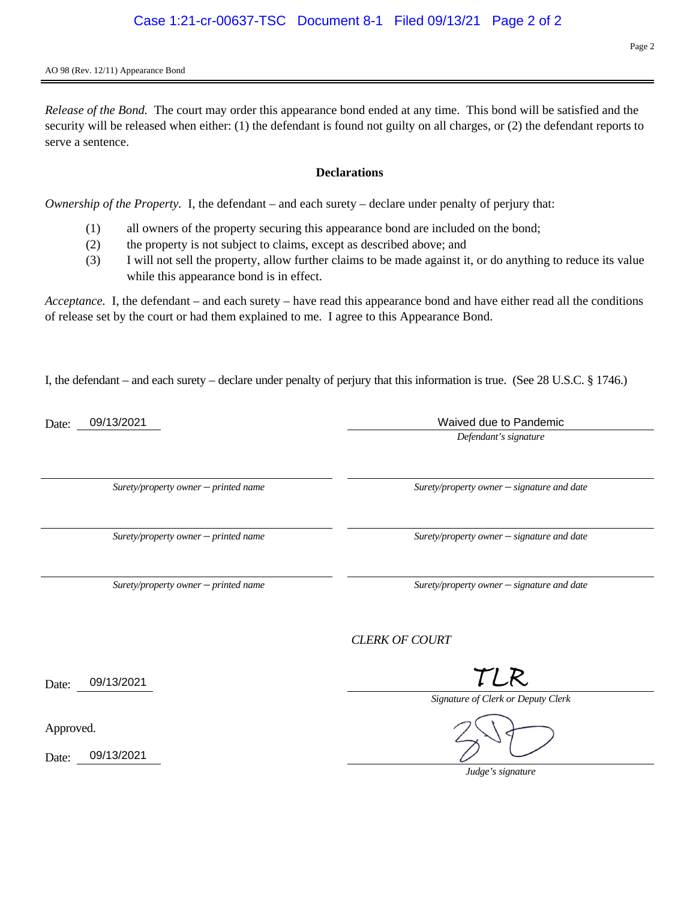AO 98 (Rev. 12/11) Appearance Bond

*Release of the Bond.* The court may order this appearance bond ended at any time. This bond will be satisfied and the security will be released when either: (1) the defendant is found not guilty on all charges, or (2) the defendant reports to serve a sentence.

**Declarations**

*Ownership of the Property.* I, the defendant – and each surety – declare under penalty of perjury that:

(1) all owners of the property securing this appearance bond are included on the bond;
(2) the property is not subject to claims, except as described above; and
(3) I will not sell the property, allow further claims to be made against it, or do anything to reduce its value while this appearance bond is in effect.

*Acceptance.* I, the defendant – and each surety – have read this appearance bond and have either read all the conditions of release set by the court or had them explained to me. I agree to this Appearance Bond.

I, the defendant – and each surety – declare under penalty of perjury that this information is true. (See 28 U.S.C. § 1746.)

Date: 09/13/2021

Waived due to Pandemic
*Defendant's signature*

*Surety/property owner – printed name* | *Surety/property owner – signature and date*

*Surety/property owner – printed name* | *Surety/property owner – signature and date*

*Surety/property owner – printed name* | *Surety/property owner – signature and date*

*CLERK OF COURT*

Date: 09/13/2021

TLR
*Signature of Clerk or Deputy Clerk*

Approved.

Date: 09/13/2021

*Judge's signature*